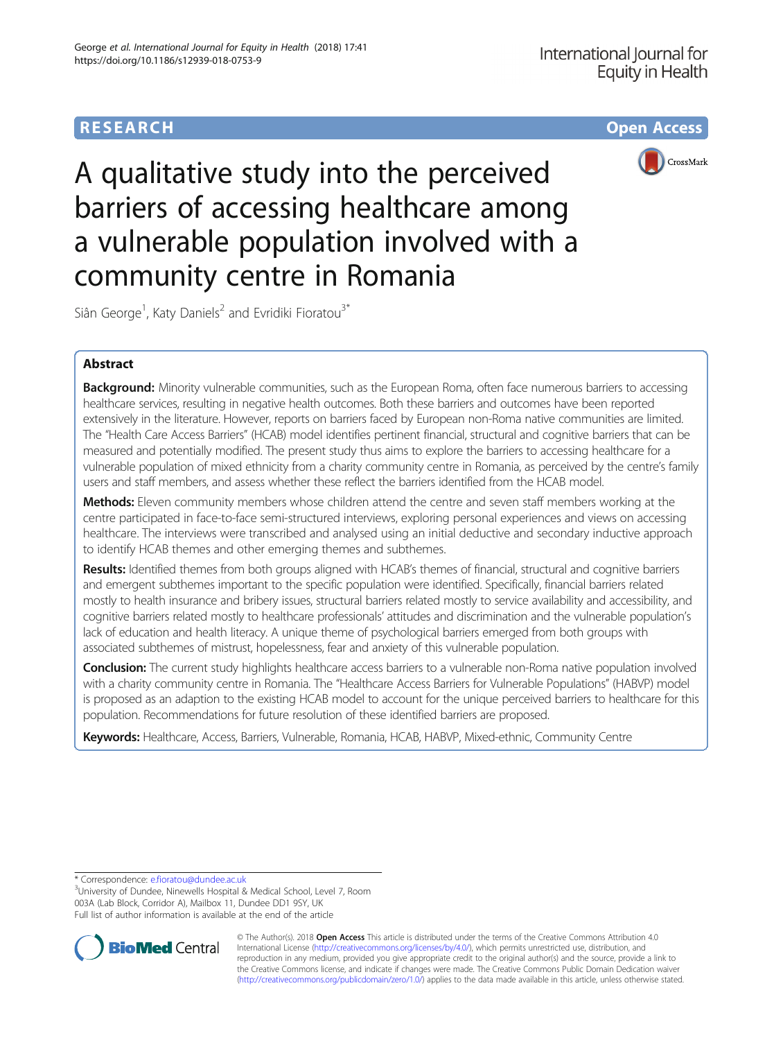RESEARCH

Open Access

# A qualitative study into the perceived barriers of accessing healthcare among a vulnerable population involved with a community centre in Romania

Siân George[1], Katy Daniels[2] and Evridiki Fioratou[3*]

## Abstract

**Background:** Minority vulnerable communities, such as the European Roma, often face numerous barriers to accessing healthcare services, resulting in negative health outcomes. Both these barriers and outcomes have been reported extensively in the literature. However, reports on barriers faced by European non-Roma native communities are limited. The "Health Care Access Barriers" (HCAB) model identifies pertinent financial, structural and cognitive barriers that can be measured and potentially modified. The present study thus aims to explore the barriers to accessing healthcare for a vulnerable population of mixed ethnicity from a charity community centre in Romania, as perceived by the centre's family users and staff members, and assess whether these reflect the barriers identified from the HCAB model.

**Methods:** Eleven community members whose children attend the centre and seven staff members working at the centre participated in face-to-face semi-structured interviews, exploring personal experiences and views on accessing healthcare. The interviews were transcribed and analysed using an initial deductive and secondary inductive approach to identify HCAB themes and other emerging themes and subthemes.

**Results:** Identified themes from both groups aligned with HCAB's themes of financial, structural and cognitive barriers and emergent subthemes important to the specific population were identified. Specifically, financial barriers related mostly to health insurance and bribery issues, structural barriers related mostly to service availability and accessibility, and cognitive barriers related mostly to healthcare professionals' attitudes and discrimination and the vulnerable population's lack of education and health literacy. A unique theme of psychological barriers emerged from both groups with associated subthemes of mistrust, hopelessness, fear and anxiety of this vulnerable population.

**Conclusion:** The current study highlights healthcare access barriers to a vulnerable non-Roma native population involved with a charity community centre in Romania. The "Healthcare Access Barriers for Vulnerable Populations" (HABVP) model is proposed as an adaption to the existing HCAB model to account for the unique perceived barriers to healthcare for this population. Recommendations for future resolution of these identified barriers are proposed.

**Keywords:** Healthcare, Access, Barriers, Vulnerable, Romania, HCAB, HABVP, Mixed-ethnic, Community Centre

---

* Correspondence: e.fioratou@dundee.ac.uk
[3]University of Dundee, Ninewells Hospital & Medical School, Level 7, Room 003A (Lab Block, Corridor A), Mailbox 11, Dundee DD1 9SY, UK
Full list of author information is available at the end of the article

© The Author(s). 2018 **Open Access** This article is distributed under the terms of the Creative Commons Attribution 4.0 International License (http://creativecommons.org/licenses/by/4.0/), which permits unrestricted use, distribution, and reproduction in any medium, provided you give appropriate credit to the original author(s) and the source, provide a link to the Creative Commons license, and indicate if changes were made. The Creative Commons Public Domain Dedication waiver (http://creativecommons.org/publicdomain/zero/1.0/) applies to the data made available in this article, unless otherwise stated.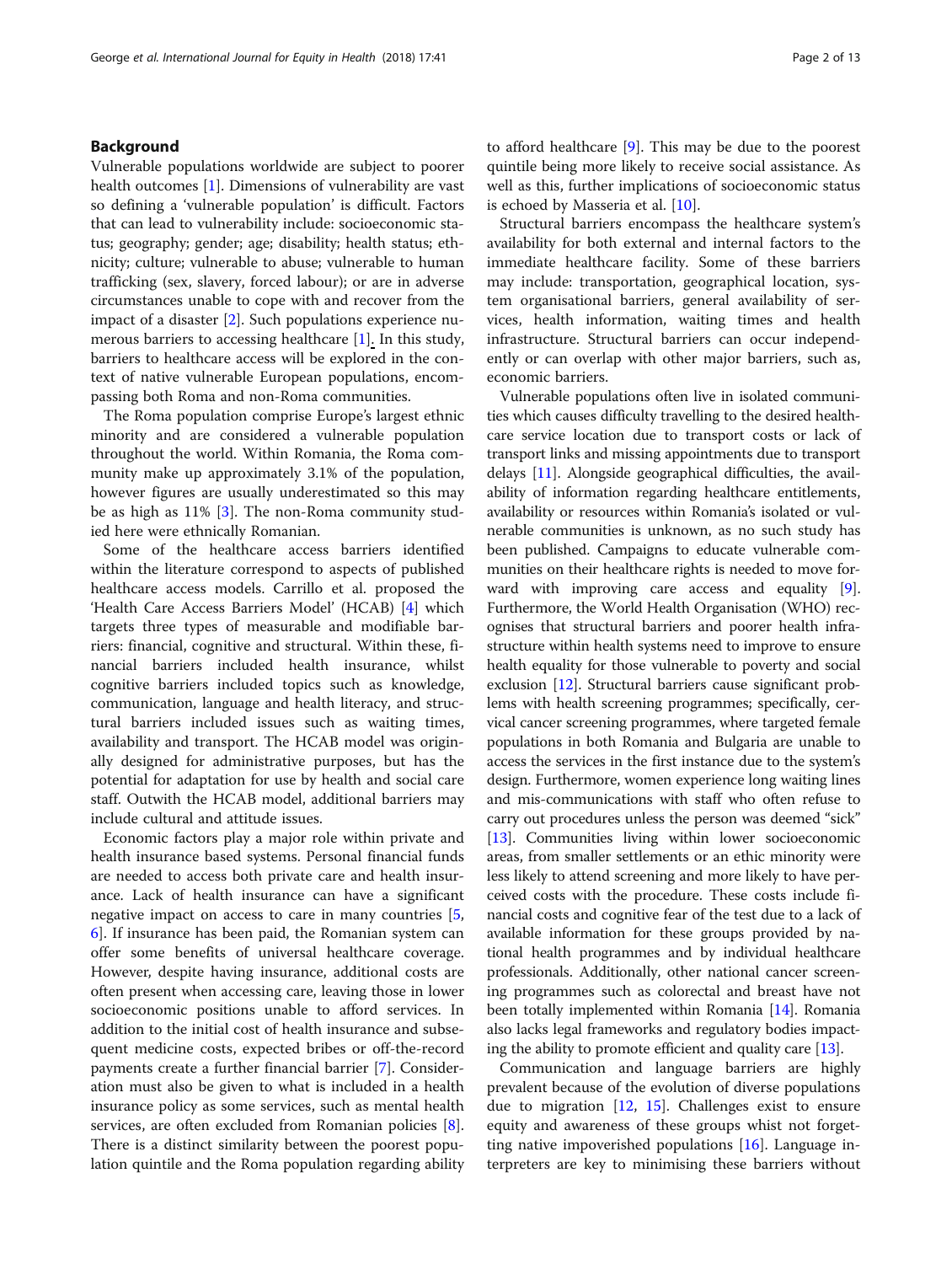## Background

Vulnerable populations worldwide are subject to poorer health outcomes [1]. Dimensions of vulnerability are vast so defining a 'vulnerable population' is difficult. Factors that can lead to vulnerability include: socioeconomic status; geography; gender; age; disability; health status; ethnicity; culture; vulnerable to abuse; vulnerable to human trafficking (sex, slavery, forced labour); or are in adverse circumstances unable to cope with and recover from the impact of a disaster [2]. Such populations experience numerous barriers to accessing healthcare [1]. In this study, barriers to healthcare access will be explored in the context of native vulnerable European populations, encompassing both Roma and non-Roma communities.

The Roma population comprise Europe's largest ethnic minority and are considered a vulnerable population throughout the world. Within Romania, the Roma community make up approximately 3.1% of the population, however figures are usually underestimated so this may be as high as 11% [3]. The non-Roma community studied here were ethnically Romanian.

Some of the healthcare access barriers identified within the literature correspond to aspects of published healthcare access models. Carrillo et al. proposed the 'Health Care Access Barriers Model' (HCAB) [4] which targets three types of measurable and modifiable barriers: financial, cognitive and structural. Within these, financial barriers included health insurance, whilst cognitive barriers included topics such as knowledge, communication, language and health literacy, and structural barriers included issues such as waiting times, availability and transport. The HCAB model was originally designed for administrative purposes, but has the potential for adaptation for use by health and social care staff. Outwith the HCAB model, additional barriers may include cultural and attitude issues.

Economic factors play a major role within private and health insurance based systems. Personal financial funds are needed to access both private care and health insurance. Lack of health insurance can have a significant negative impact on access to care in many countries [5, 6]. If insurance has been paid, the Romanian system can offer some benefits of universal healthcare coverage. However, despite having insurance, additional costs are often present when accessing care, leaving those in lower socioeconomic positions unable to afford services. In addition to the initial cost of health insurance and subsequent medicine costs, expected bribes or off-the-record payments create a further financial barrier [7]. Consideration must also be given to what is included in a health insurance policy as some services, such as mental health services, are often excluded from Romanian policies [8]. There is a distinct similarity between the poorest population quintile and the Roma population regarding ability to afford healthcare [9]. This may be due to the poorest quintile being more likely to receive social assistance. As well as this, further implications of socioeconomic status is echoed by Masseria et al. [10].

Structural barriers encompass the healthcare system's availability for both external and internal factors to the immediate healthcare facility. Some of these barriers may include: transportation, geographical location, system organisational barriers, general availability of services, health information, waiting times and health infrastructure. Structural barriers can occur independently or can overlap with other major barriers, such as, economic barriers.

Vulnerable populations often live in isolated communities which causes difficulty travelling to the desired healthcare service location due to transport costs or lack of transport links and missing appointments due to transport delays [11]. Alongside geographical difficulties, the availability of information regarding healthcare entitlements, availability or resources within Romania's isolated or vulnerable communities is unknown, as no such study has been published. Campaigns to educate vulnerable communities on their healthcare rights is needed to move forward with improving care access and equality [9]. Furthermore, the World Health Organisation (WHO) recognises that structural barriers and poorer health infrastructure within health systems need to improve to ensure health equality for those vulnerable to poverty and social exclusion [12]. Structural barriers cause significant problems with health screening programmes; specifically, cervical cancer screening programmes, where targeted female populations in both Romania and Bulgaria are unable to access the services in the first instance due to the system's design. Furthermore, women experience long waiting lines and mis-communications with staff who often refuse to carry out procedures unless the person was deemed "sick" [13]. Communities living within lower socioeconomic areas, from smaller settlements or an ethic minority were less likely to attend screening and more likely to have perceived costs with the procedure. These costs include financial costs and cognitive fear of the test due to a lack of available information for these groups provided by national health programmes and by individual healthcare professionals. Additionally, other national cancer screening programmes such as colorectal and breast have not been totally implemented within Romania [14]. Romania also lacks legal frameworks and regulatory bodies impacting the ability to promote efficient and quality care [13].

Communication and language barriers are highly prevalent because of the evolution of diverse populations due to migration [12, 15]. Challenges exist to ensure equity and awareness of these groups whist not forgetting native impoverished populations [16]. Language interpreters are key to minimising these barriers without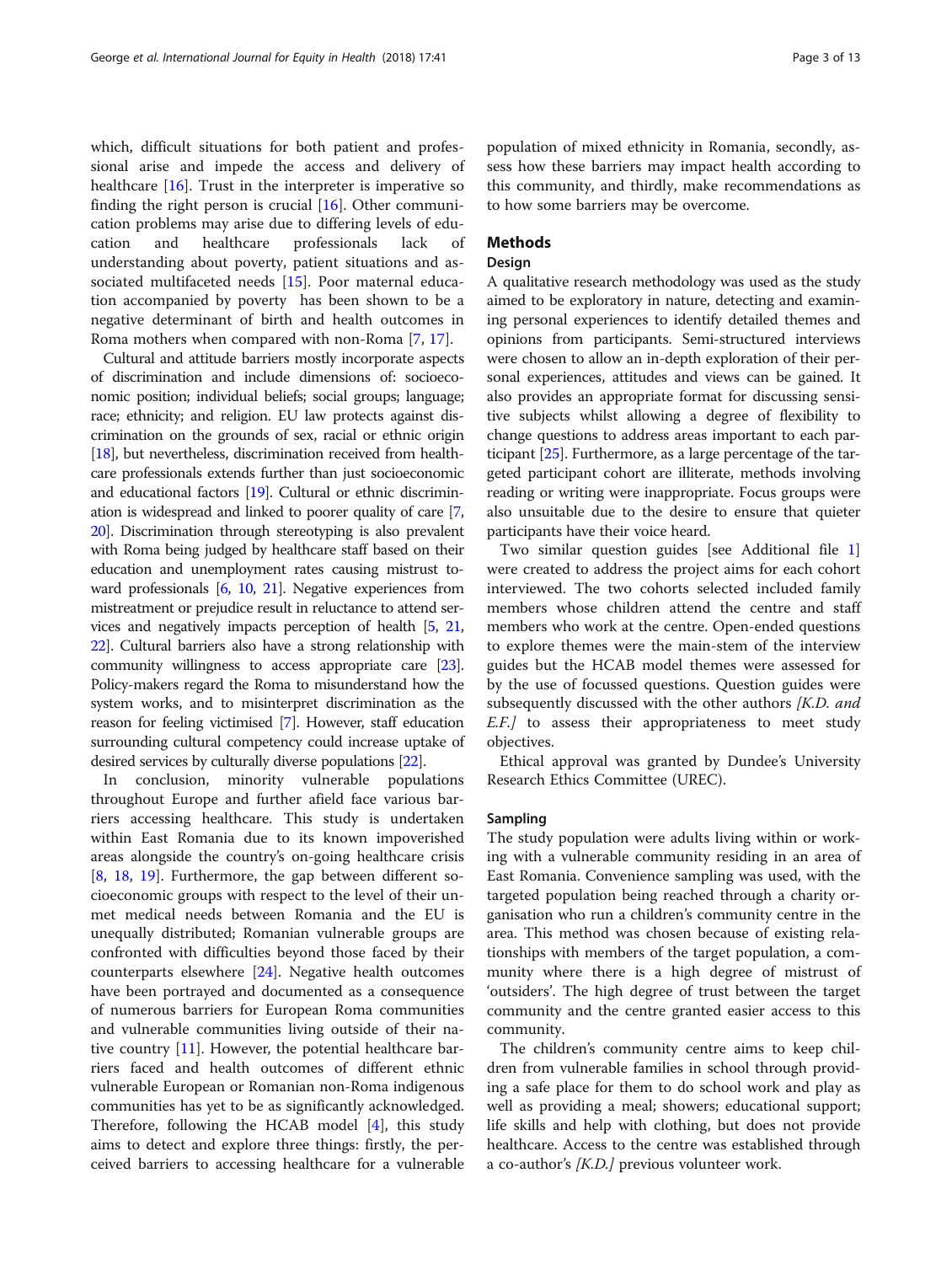which, difficult situations for both patient and professional arise and impede the access and delivery of healthcare [16]. Trust in the interpreter is imperative so finding the right person is crucial [16]. Other communication problems may arise due to differing levels of education and healthcare professionals lack of understanding about poverty, patient situations and associated multifaceted needs [15]. Poor maternal education accompanied by poverty has been shown to be a negative determinant of birth and health outcomes in Roma mothers when compared with non-Roma [7, 17].

Cultural and attitude barriers mostly incorporate aspects of discrimination and include dimensions of: socioeconomic position; individual beliefs; social groups; language; race; ethnicity; and religion. EU law protects against discrimination on the grounds of sex, racial or ethnic origin [18], but nevertheless, discrimination received from healthcare professionals extends further than just socioeconomic and educational factors [19]. Cultural or ethnic discrimination is widespread and linked to poorer quality of care [7, 20]. Discrimination through stereotyping is also prevalent with Roma being judged by healthcare staff based on their education and unemployment rates causing mistrust toward professionals [6, 10, 21]. Negative experiences from mistreatment or prejudice result in reluctance to attend services and negatively impacts perception of health [5, 21, 22]. Cultural barriers also have a strong relationship with community willingness to access appropriate care [23]. Policy-makers regard the Roma to misunderstand how the system works, and to misinterpret discrimination as the reason for feeling victimised [7]. However, staff education surrounding cultural competency could increase uptake of desired services by culturally diverse populations [22].

In conclusion, minority vulnerable populations throughout Europe and further afield face various barriers accessing healthcare. This study is undertaken within East Romania due to its known impoverished areas alongside the country's on-going healthcare crisis [8, 18, 19]. Furthermore, the gap between different socioeconomic groups with respect to the level of their unmet medical needs between Romania and the EU is unequally distributed; Romanian vulnerable groups are confronted with difficulties beyond those faced by their counterparts elsewhere [24]. Negative health outcomes have been portrayed and documented as a consequence of numerous barriers for European Roma communities and vulnerable communities living outside of their native country [11]. However, the potential healthcare barriers faced and health outcomes of different ethnic vulnerable European or Romanian non-Roma indigenous communities has yet to be as significantly acknowledged. Therefore, following the HCAB model [4], this study aims to detect and explore three things: firstly, the perceived barriers to accessing healthcare for a vulnerable population of mixed ethnicity in Romania, secondly, assess how these barriers may impact health according to this community, and thirdly, make recommendations as to how some barriers may be overcome.

## Methods

### Design

A qualitative research methodology was used as the study aimed to be exploratory in nature, detecting and examining personal experiences to identify detailed themes and opinions from participants. Semi-structured interviews were chosen to allow an in-depth exploration of their personal experiences, attitudes and views can be gained. It also provides an appropriate format for discussing sensitive subjects whilst allowing a degree of flexibility to change questions to address areas important to each participant [25]. Furthermore, as a large percentage of the targeted participant cohort are illiterate, methods involving reading or writing were inappropriate. Focus groups were also unsuitable due to the desire to ensure that quieter participants have their voice heard.

Two similar question guides [see Additional file 1] were created to address the project aims for each cohort interviewed. The two cohorts selected included family members whose children attend the centre and staff members who work at the centre. Open-ended questions to explore themes were the main-stem of the interview guides but the HCAB model themes were assessed for by the use of focussed questions. Question guides were subsequently discussed with the other authors *[K.D. and E.F.]* to assess their appropriateness to meet study objectives.

Ethical approval was granted by Dundee's University Research Ethics Committee (UREC).

### Sampling

The study population were adults living within or working with a vulnerable community residing in an area of East Romania. Convenience sampling was used, with the targeted population being reached through a charity organisation who run a children's community centre in the area. This method was chosen because of existing relationships with members of the target population, a community where there is a high degree of mistrust of 'outsiders'. The high degree of trust between the target community and the centre granted easier access to this community.

The children's community centre aims to keep children from vulnerable families in school through providing a safe place for them to do school work and play as well as providing a meal; showers; educational support; life skills and help with clothing, but does not provide healthcare. Access to the centre was established through a co-author's *[K.D.]* previous volunteer work.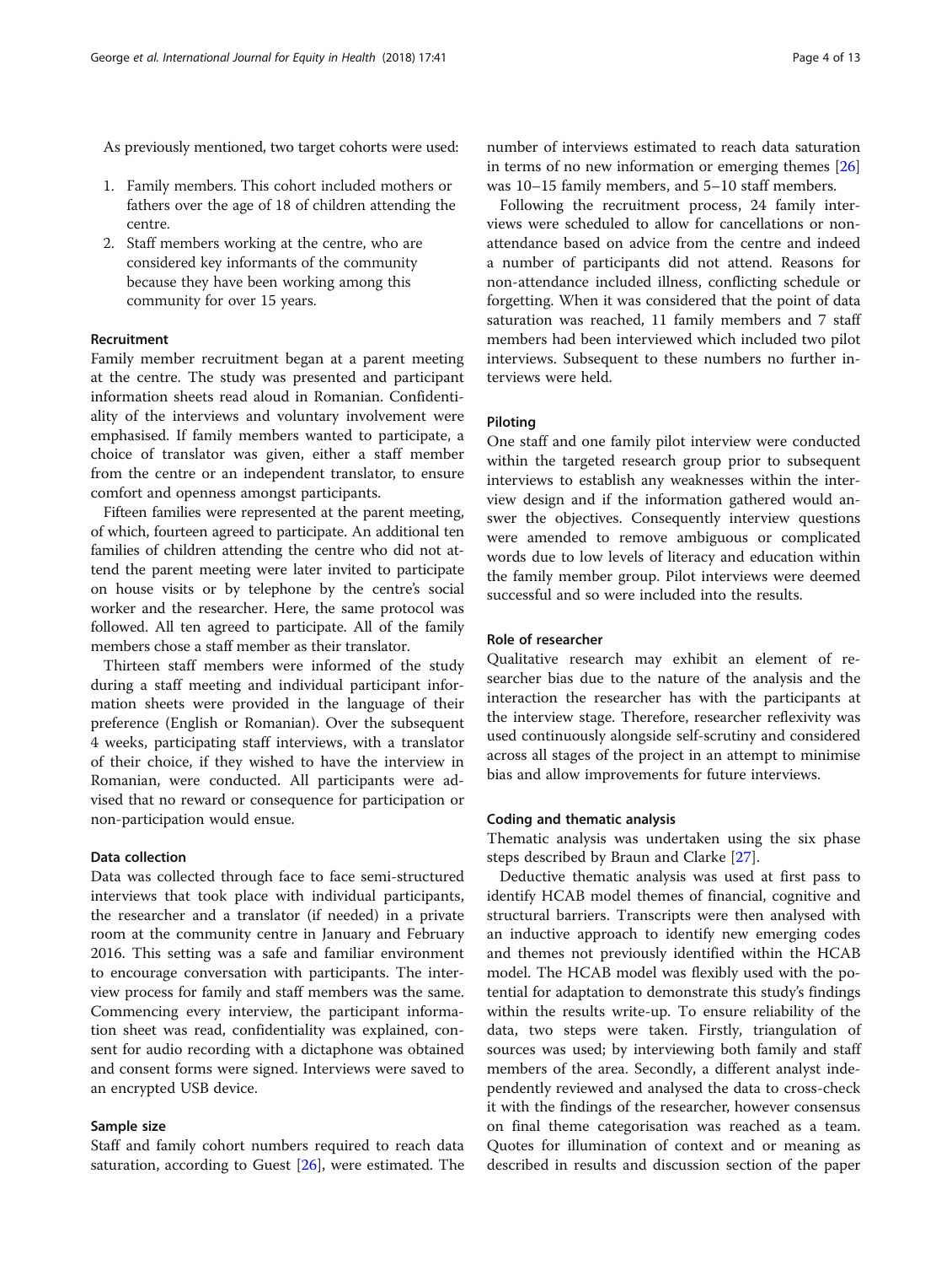As previously mentioned, two target cohorts were used:

1. Family members. This cohort included mothers or fathers over the age of 18 of children attending the centre.
2. Staff members working at the centre, who are considered key informants of the community because they have been working among this community for over 15 years.

### Recruitment

Family member recruitment began at a parent meeting at the centre. The study was presented and participant information sheets read aloud in Romanian. Confidentiality of the interviews and voluntary involvement were emphasised. If family members wanted to participate, a choice of translator was given, either a staff member from the centre or an independent translator, to ensure comfort and openness amongst participants.

Fifteen families were represented at the parent meeting, of which, fourteen agreed to participate. An additional ten families of children attending the centre who did not attend the parent meeting were later invited to participate on house visits or by telephone by the centre's social worker and the researcher. Here, the same protocol was followed. All ten agreed to participate. All of the family members chose a staff member as their translator.

Thirteen staff members were informed of the study during a staff meeting and individual participant information sheets were provided in the language of their preference (English or Romanian). Over the subsequent 4 weeks, participating staff interviews, with a translator of their choice, if they wished to have the interview in Romanian, were conducted. All participants were advised that no reward or consequence for participation or non-participation would ensue.

### Data collection

Data was collected through face to face semi-structured interviews that took place with individual participants, the researcher and a translator (if needed) in a private room at the community centre in January and February 2016. This setting was a safe and familiar environment to encourage conversation with participants. The interview process for family and staff members was the same. Commencing every interview, the participant information sheet was read, confidentiality was explained, consent for audio recording with a dictaphone was obtained and consent forms were signed. Interviews were saved to an encrypted USB device.

### Sample size

Staff and family cohort numbers required to reach data saturation, according to Guest [26], were estimated. The number of interviews estimated to reach data saturation in terms of no new information or emerging themes [26] was 10–15 family members, and 5–10 staff members.

Following the recruitment process, 24 family interviews were scheduled to allow for cancellations or non-attendance based on advice from the centre and indeed a number of participants did not attend. Reasons for non-attendance included illness, conflicting schedule or forgetting. When it was considered that the point of data saturation was reached, 11 family members and 7 staff members had been interviewed which included two pilot interviews. Subsequent to these numbers no further interviews were held.

### Piloting

One staff and one family pilot interview were conducted within the targeted research group prior to subsequent interviews to establish any weaknesses within the interview design and if the information gathered would answer the objectives. Consequently interview questions were amended to remove ambiguous or complicated words due to low levels of literacy and education within the family member group. Pilot interviews were deemed successful and so were included into the results.

### Role of researcher

Qualitative research may exhibit an element of researcher bias due to the nature of the analysis and the interaction the researcher has with the participants at the interview stage. Therefore, researcher reflexivity was used continuously alongside self-scrutiny and considered across all stages of the project in an attempt to minimise bias and allow improvements for future interviews.

### Coding and thematic analysis

Thematic analysis was undertaken using the six phase steps described by Braun and Clarke [27].

Deductive thematic analysis was used at first pass to identify HCAB model themes of financial, cognitive and structural barriers. Transcripts were then analysed with an inductive approach to identify new emerging codes and themes not previously identified within the HCAB model. The HCAB model was flexibly used with the potential for adaptation to demonstrate this study's findings within the results write-up. To ensure reliability of the data, two steps were taken. Firstly, triangulation of sources was used; by interviewing both family and staff members of the area. Secondly, a different analyst independently reviewed and analysed the data to cross-check it with the findings of the researcher, however consensus on final theme categorisation was reached as a team. Quotes for illumination of context and or meaning as described in results and discussion section of the paper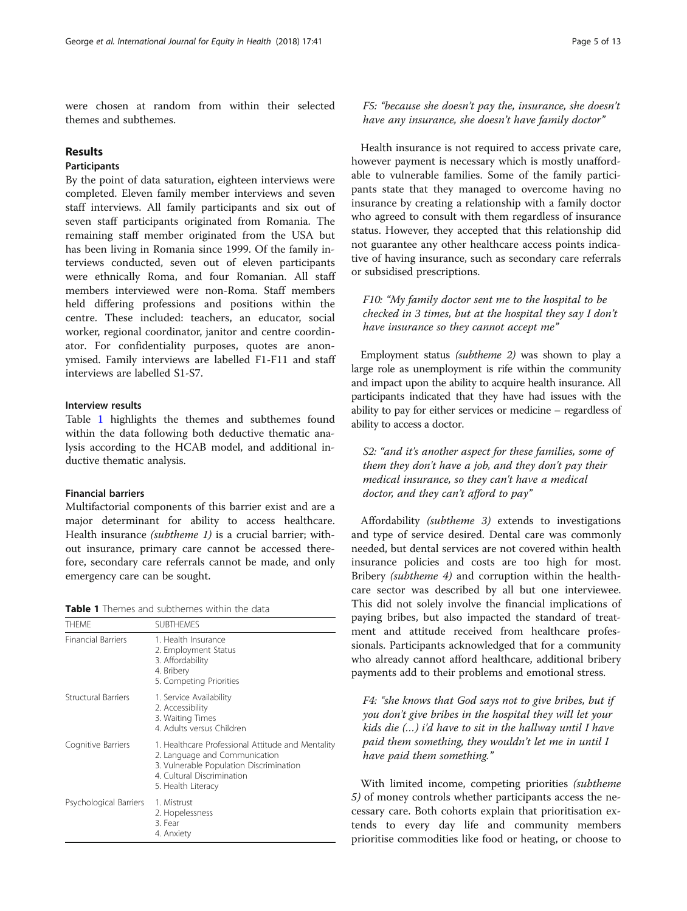were chosen at random from within their selected themes and subthemes.

## Results

### Participants

By the point of data saturation, eighteen interviews were completed. Eleven family member interviews and seven staff interviews. All family participants and six out of seven staff participants originated from Romania. The remaining staff member originated from the USA but has been living in Romania since 1999. Of the family interviews conducted, seven out of eleven participants were ethnically Roma, and four Romanian. All staff members interviewed were non-Roma. Staff members held differing professions and positions within the centre. These included: teachers, an educator, social worker, regional coordinator, janitor and centre coordinator. For confidentiality purposes, quotes are anonymised. Family interviews are labelled F1-F11 and staff interviews are labelled S1-S7.

### Interview results

Table 1 highlights the themes and subthemes found within the data following both deductive thematic analysis according to the HCAB model, and additional inductive thematic analysis.

### Financial barriers

Multifactorial components of this barrier exist and are a major determinant for ability to access healthcare. Health insurance *(subtheme 1)* is a crucial barrier; without insurance, primary care cannot be accessed therefore, secondary care referrals cannot be made, and only emergency care can be sought.

**Table 1** Themes and subthemes within the data

| THEME | SUBTHEMES |
|---|---|
| Financial Barriers | 1. Health Insurance<br>2. Employment Status<br>3. Affordability<br>4. Bribery<br>5. Competing Priorities |
| Structural Barriers | 1. Service Availability<br>2. Accessibility<br>3. Waiting Times<br>4. Adults versus Children |
| Cognitive Barriers | 1. Healthcare Professional Attitude and Mentality<br>2. Language and Communication<br>3. Vulnerable Population Discrimination<br>4. Cultural Discrimination<br>5. Health Literacy |
| Psychological Barriers | 1. Mistrust<br>2. Hopelessness<br>3. Fear<br>4. Anxiety |

*F5: "because she doesn't pay the, insurance, she doesn't have any insurance, she doesn't have family doctor"*

Health insurance is not required to access private care, however payment is necessary which is mostly unaffordable to vulnerable families. Some of the family participants state that they managed to overcome having no insurance by creating a relationship with a family doctor who agreed to consult with them regardless of insurance status. However, they accepted that this relationship did not guarantee any other healthcare access points indicative of having insurance, such as secondary care referrals or subsidised prescriptions.

*F10: "My family doctor sent me to the hospital to be checked in 3 times, but at the hospital they say I don't have insurance so they cannot accept me"*

Employment status *(subtheme 2)* was shown to play a large role as unemployment is rife within the community and impact upon the ability to acquire health insurance. All participants indicated that they have had issues with the ability to pay for either services or medicine – regardless of ability to access a doctor.

*S2: "and it's another aspect for these families, some of them they don't have a job, and they don't pay their medical insurance, so they can't have a medical doctor, and they can't afford to pay"*

Affordability *(subtheme 3)* extends to investigations and type of service desired. Dental care was commonly needed, but dental services are not covered within health insurance policies and costs are too high for most. Bribery *(subtheme 4)* and corruption within the healthcare sector was described by all but one interviewee. This did not solely involve the financial implications of paying bribes, but also impacted the standard of treatment and attitude received from healthcare professionals. Participants acknowledged that for a community who already cannot afford healthcare, additional bribery payments add to their problems and emotional stress.

*F4: "she knows that God says not to give bribes, but if you don't give bribes in the hospital they will let your kids die (...) i'd have to sit in the hallway until I have paid them something, they wouldn't let me in until I have paid them something."*

With limited income, competing priorities *(subtheme 5)* of money controls whether participants access the necessary care. Both cohorts explain that prioritisation extends to every day life and community members prioritise commodities like food or heating, or choose to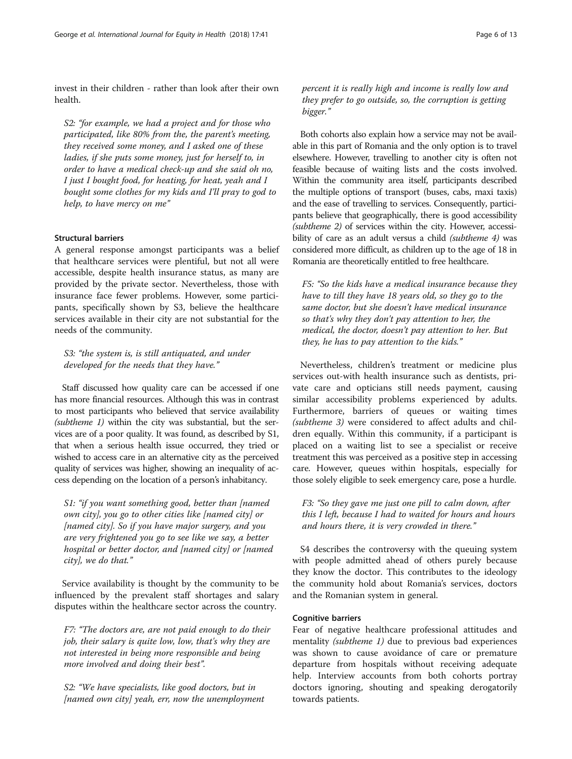invest in their children - rather than look after their own health.

*S2: "for example, we had a project and for those who participated, like 80% from the, the parent's meeting, they received some money, and I asked one of these ladies, if she puts some money, just for herself to, in order to have a medical check-up and she said oh no, I just I bought food, for heating, for heat, yeah and I bought some clothes for my kids and I'll pray to god to help, to have mercy on me"*

### Structural barriers

A general response amongst participants was a belief that healthcare services were plentiful, but not all were accessible, despite health insurance status, as many are provided by the private sector. Nevertheless, those with insurance face fewer problems. However, some participants, specifically shown by S3, believe the healthcare services available in their city are not substantial for the needs of the community.

*S3: "the system is, is still antiquated, and under developed for the needs that they have."*

Staff discussed how quality care can be accessed if one has more financial resources. Although this was in contrast to most participants who believed that service availability *(subtheme 1)* within the city was substantial, but the services are of a poor quality. It was found, as described by S1, that when a serious health issue occurred, they tried or wished to access care in an alternative city as the perceived quality of services was higher, showing an inequality of access depending on the location of a person's inhabitancy.

*S1: "if you want something good, better than [named own city], you go to other cities like [named city] or [named city]. So if you have major surgery, and you are very frightened you go to see like we say, a better hospital or better doctor, and [named city] or [named city], we do that."*

Service availability is thought by the community to be influenced by the prevalent staff shortages and salary disputes within the healthcare sector across the country.

*F7: "The doctors are, are not paid enough to do their job, their salary is quite low, low, that's why they are not interested in being more responsible and being more involved and doing their best".*

*S2: "We have specialists, like good doctors, but in [named own city] yeah, err, now the unemployment percent it is really high and income is really low and they prefer to go outside, so, the corruption is getting bigger."*

Both cohorts also explain how a service may not be available in this part of Romania and the only option is to travel elsewhere. However, travelling to another city is often not feasible because of waiting lists and the costs involved. Within the community area itself, participants described the multiple options of transport (buses, cabs, maxi taxis) and the ease of travelling to services. Consequently, participants believe that geographically, there is good accessibility *(subtheme 2)* of services within the city. However, accessibility of care as an adult versus a child *(subtheme 4)* was considered more difficult, as children up to the age of 18 in Romania are theoretically entitled to free healthcare.

*F5: "So the kids have a medical insurance because they have to till they have 18 years old, so they go to the same doctor, but she doesn't have medical insurance so that's why they don't pay attention to her, the medical, the doctor, doesn't pay attention to her. But they, he has to pay attention to the kids."*

Nevertheless, children's treatment or medicine plus services out-with health insurance such as dentists, private care and opticians still needs payment, causing similar accessibility problems experienced by adults. Furthermore, barriers of queues or waiting times *(subtheme 3)* were considered to affect adults and children equally. Within this community, if a participant is placed on a waiting list to see a specialist or receive treatment this was perceived as a positive step in accessing care. However, queues within hospitals, especially for those solely eligible to seek emergency care, pose a hurdle.

*F3: "So they gave me just one pill to calm down, after this I left, because I had to waited for hours and hours and hours and hours there, it is very crowded in there."*

S4 describes the controversy with the queuing system with people admitted ahead of others purely because they know the doctor. This contributes to the ideology the community hold about Romania's services, doctors and the Romanian system in general.

### Cognitive barriers

Fear of negative healthcare professional attitudes and mentality *(subtheme 1)* due to previous bad experiences was shown to cause avoidance of care or premature departure from hospitals without receiving adequate help. Interview accounts from both cohorts portray doctors ignoring, shouting and speaking derogatorily towards patients.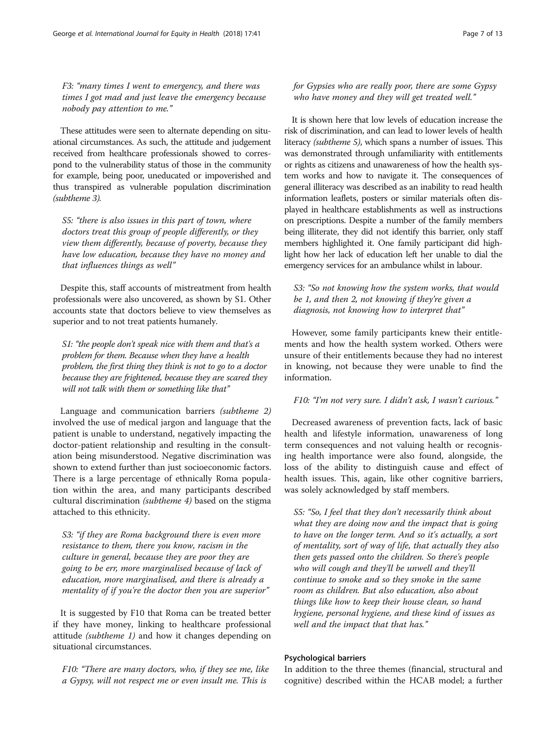*F3: "many times I went to emergency, and there was times I got mad and just leave the emergency because nobody pay attention to me."*

These attitudes were seen to alternate depending on situational circumstances. As such, the attitude and judgement received from healthcare professionals showed to correspond to the vulnerability status of those in the community for example, being poor, uneducated or impoverished and thus transpired as vulnerable population discrimination *(subtheme 3)*.

*S5: "there is also issues in this part of town, where doctors treat this group of people differently, or they view them differently, because of poverty, because they have low education, because they have no money and that influences things as well"*

Despite this, staff accounts of mistreatment from health professionals were also uncovered, as shown by S1. Other accounts state that doctors believe to view themselves as superior and to not treat patients humanely.

*S1: "the people don't speak nice with them and that's a problem for them. Because when they have a health problem, the first thing they think is not to go to a doctor because they are frightened, because they are scared they will not talk with them or something like that"*

Language and communication barriers *(subtheme 2)* involved the use of medical jargon and language that the patient is unable to understand, negatively impacting the doctor-patient relationship and resulting in the consultation being misunderstood. Negative discrimination was shown to extend further than just socioeconomic factors. There is a large percentage of ethnically Roma population within the area, and many participants described cultural discrimination *(subtheme 4)* based on the stigma attached to this ethnicity.

*S3: "if they are Roma background there is even more resistance to them, there you know, racism in the culture in general, because they are poor they are going to be err, more marginalised because of lack of education, more marginalised, and there is already a mentality of if you're the doctor then you are superior"*

It is suggested by F10 that Roma can be treated better if they have money, linking to healthcare professional attitude *(subtheme 1)* and how it changes depending on situational circumstances.

*F10: "There are many doctors, who, if they see me, like a Gypsy, will not respect me or even insult me. This is for Gypsies who are really poor, there are some Gypsy who have money and they will get treated well."*

It is shown here that low levels of education increase the risk of discrimination, and can lead to lower levels of health literacy *(subtheme 5)*, which spans a number of issues. This was demonstrated through unfamiliarity with entitlements or rights as citizens and unawareness of how the health system works and how to navigate it. The consequences of general illiteracy was described as an inability to read health information leaflets, posters or similar materials often displayed in healthcare establishments as well as instructions on prescriptions. Despite a number of the family members being illiterate, they did not identify this barrier, only staff members highlighted it. One family participant did highlight how her lack of education left her unable to dial the emergency services for an ambulance whilst in labour.

*S3: "So not knowing how the system works, that would be 1, and then 2, not knowing if they're given a diagnosis, not knowing how to interpret that"*

However, some family participants knew their entitlements and how the health system worked. Others were unsure of their entitlements because they had no interest in knowing, not because they were unable to find the information.

*F10: "I'm not very sure. I didn't ask, I wasn't curious."*

Decreased awareness of prevention facts, lack of basic health and lifestyle information, unawareness of long term consequences and not valuing health or recognising health importance were also found, alongside, the loss of the ability to distinguish cause and effect of health issues. This, again, like other cognitive barriers, was solely acknowledged by staff members.

*S5: "So, I feel that they don't necessarily think about what they are doing now and the impact that is going to have on the longer term. And so it's actually, a sort of mentality, sort of way of life, that actually they also then gets passed onto the children. So there's people who will cough and they'll be unwell and they'll continue to smoke and so they smoke in the same room as children. But also education, also about things like how to keep their house clean, so hand hygiene, personal hygiene, and these kind of issues as well and the impact that that has."*

#### Psychological barriers

In addition to the three themes (financial, structural and cognitive) described within the HCAB model; a further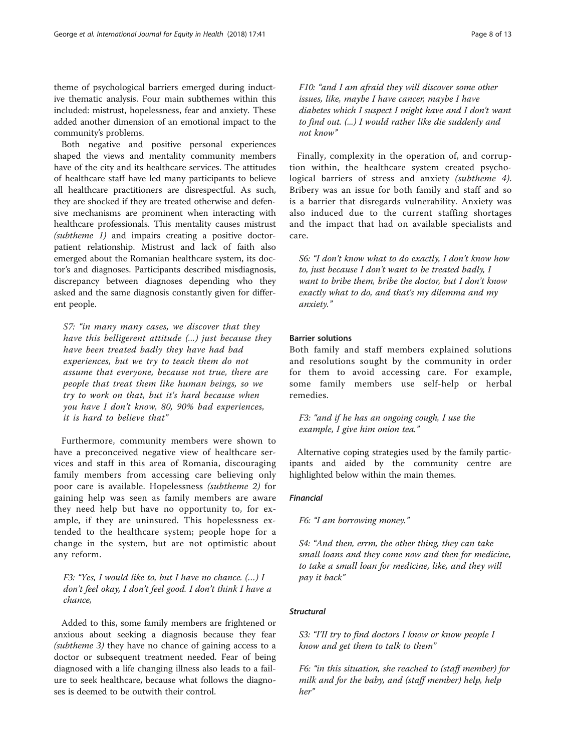theme of psychological barriers emerged during inductive thematic analysis. Four main subthemes within this included: mistrust, hopelessness, fear and anxiety. These added another dimension of an emotional impact to the community's problems.

Both negative and positive personal experiences shaped the views and mentality community members have of the city and its healthcare services. The attitudes of healthcare staff have led many participants to believe all healthcare practitioners are disrespectful. As such, they are shocked if they are treated otherwise and defensive mechanisms are prominent when interacting with healthcare professionals. This mentality causes mistrust *(subtheme 1)* and impairs creating a positive doctor-patient relationship. Mistrust and lack of faith also emerged about the Romanian healthcare system, its doctor's and diagnoses. Participants described misdiagnosis, discrepancy between diagnoses depending who they asked and the same diagnosis constantly given for different people.

> *S7: "in many many cases, we discover that they have this belligerent attitude (...) just because they have been treated badly they have had bad experiences, but we try to teach them do not assume that everyone, because not true, there are people that treat them like human beings, so we try to work on that, but it's hard because when you have I don't know, 80, 90% bad experiences, it is hard to believe that"*

Furthermore, community members were shown to have a preconceived negative view of healthcare services and staff in this area of Romania, discouraging family members from accessing care believing only poor care is available. Hopelessness *(subtheme 2)* for gaining help was seen as family members are aware they need help but have no opportunity to, for example, if they are uninsured. This hopelessness extended to the healthcare system; people hope for a change in the system, but are not optimistic about any reform.

> *F3: "Yes, I would like to, but I have no chance. (…) I don't feel okay, I don't feel good. I don't think I have a chance,*

Added to this, some family members are frightened or anxious about seeking a diagnosis because they fear *(subtheme 3)* they have no chance of gaining access to a doctor or subsequent treatment needed. Fear of being diagnosed with a life changing illness also leads to a failure to seek healthcare, because what follows the diagnoses is deemed to be outwith their control.

> *F10: "and I am afraid they will discover some other issues, like, maybe I have cancer, maybe I have diabetes which I suspect I might have and I don't want to find out. (...) I would rather like die suddenly and not know"*

Finally, complexity in the operation of, and corruption within, the healthcare system created psychological barriers of stress and anxiety *(subtheme 4)*. Bribery was an issue for both family and staff and so is a barrier that disregards vulnerability. Anxiety was also induced due to the current staffing shortages and the impact that had on available specialists and care.

> *S6: "I don't know what to do exactly, I don't know how to, just because I don't want to be treated badly, I want to bribe them, bribe the doctor, but I don't know exactly what to do, and that's my dilemma and my anxiety."*

### Barrier solutions

Both family and staff members explained solutions and resolutions sought by the community in order for them to avoid accessing care. For example, some family members use self-help or herbal remedies.

> *F3: "and if he has an ongoing cough, I use the example, I give him onion tea."*

Alternative coping strategies used by the family participants and aided by the community centre are highlighted below within the main themes.

#### *Financial*

> *F6: "I am borrowing money."*

> *S4: "And then, errm, the other thing, they can take small loans and they come now and then for medicine, to take a small loan for medicine, like, and they will pay it back"*

#### *Structural*

> *S3: "I'll try to find doctors I know or know people I know and get them to talk to them"*

> *F6: "in this situation, she reached to (staff member) for milk and for the baby, and (staff member) help, help her"*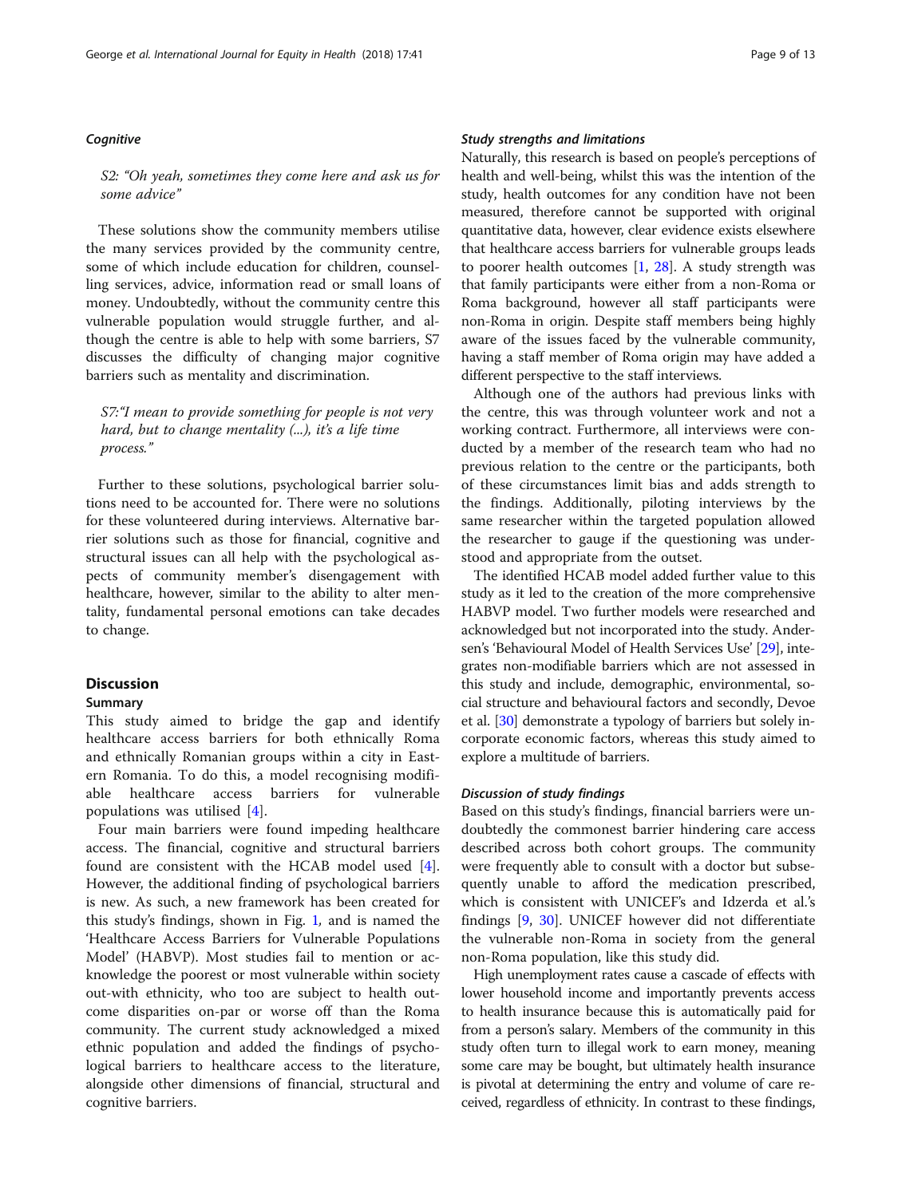#### *Cognitive*

> *S2: "Oh yeah, sometimes they come here and ask us for some advice"*

These solutions show the community members utilise the many services provided by the community centre, some of which include education for children, counselling services, advice, information read or small loans of money. Undoubtedly, without the community centre this vulnerable population would struggle further, and although the centre is able to help with some barriers, S7 discusses the difficulty of changing major cognitive barriers such as mentality and discrimination.

> *S7:"I mean to provide something for people is not very hard, but to change mentality (...), it's a life time process."*

Further to these solutions, psychological barrier solutions need to be accounted for. There were no solutions for these volunteered during interviews. Alternative barrier solutions such as those for financial, cognitive and structural issues can all help with the psychological aspects of community member's disengagement with healthcare, however, similar to the ability to alter mentality, fundamental personal emotions can take decades to change.

## Discussion

### Summary

This study aimed to bridge the gap and identify healthcare access barriers for both ethnically Roma and ethnically Romanian groups within a city in Eastern Romania. To do this, a model recognising modifiable healthcare access barriers for vulnerable populations was utilised [4].

Four main barriers were found impeding healthcare access. The financial, cognitive and structural barriers found are consistent with the HCAB model used [4]. However, the additional finding of psychological barriers is new. As such, a new framework has been created for this study's findings, shown in Fig. 1, and is named the 'Healthcare Access Barriers for Vulnerable Populations Model' (HABVP). Most studies fail to mention or acknowledge the poorest or most vulnerable within society out-with ethnicity, who too are subject to health outcome disparities on-par or worse off than the Roma community. The current study acknowledged a mixed ethnic population and added the findings of psychological barriers to healthcare access to the literature, alongside other dimensions of financial, structural and cognitive barriers.

#### *Study strengths and limitations*

Naturally, this research is based on people's perceptions of health and well-being, whilst this was the intention of the study, health outcomes for any condition have not been measured, therefore cannot be supported with original quantitative data, however, clear evidence exists elsewhere that healthcare access barriers for vulnerable groups leads to poorer health outcomes [1, 28]. A study strength was that family participants were either from a non-Roma or Roma background, however all staff participants were non-Roma in origin. Despite staff members being highly aware of the issues faced by the vulnerable community, having a staff member of Roma origin may have added a different perspective to the staff interviews.

Although one of the authors had previous links with the centre, this was through volunteer work and not a working contract. Furthermore, all interviews were conducted by a member of the research team who had no previous relation to the centre or the participants, both of these circumstances limit bias and adds strength to the findings. Additionally, piloting interviews by the same researcher within the targeted population allowed the researcher to gauge if the questioning was understood and appropriate from the outset.

The identified HCAB model added further value to this study as it led to the creation of the more comprehensive HABVP model. Two further models were researched and acknowledged but not incorporated into the study. Andersen's 'Behavioural Model of Health Services Use' [29], integrates non-modifiable barriers which are not assessed in this study and include, demographic, environmental, social structure and behavioural factors and secondly, Devoe et al. [30] demonstrate a typology of barriers but solely incorporate economic factors, whereas this study aimed to explore a multitude of barriers.

#### *Discussion of study findings*

Based on this study's findings, financial barriers were undoubtedly the commonest barrier hindering care access described across both cohort groups. The community were frequently able to consult with a doctor but subsequently unable to afford the medication prescribed, which is consistent with UNICEF's and Idzerda et al.'s findings [9, 30]. UNICEF however did not differentiate the vulnerable non-Roma in society from the general non-Roma population, like this study did.

High unemployment rates cause a cascade of effects with lower household income and importantly prevents access to health insurance because this is automatically paid for from a person's salary. Members of the community in this study often turn to illegal work to earn money, meaning some care may be bought, but ultimately health insurance is pivotal at determining the entry and volume of care received, regardless of ethnicity. In contrast to these findings,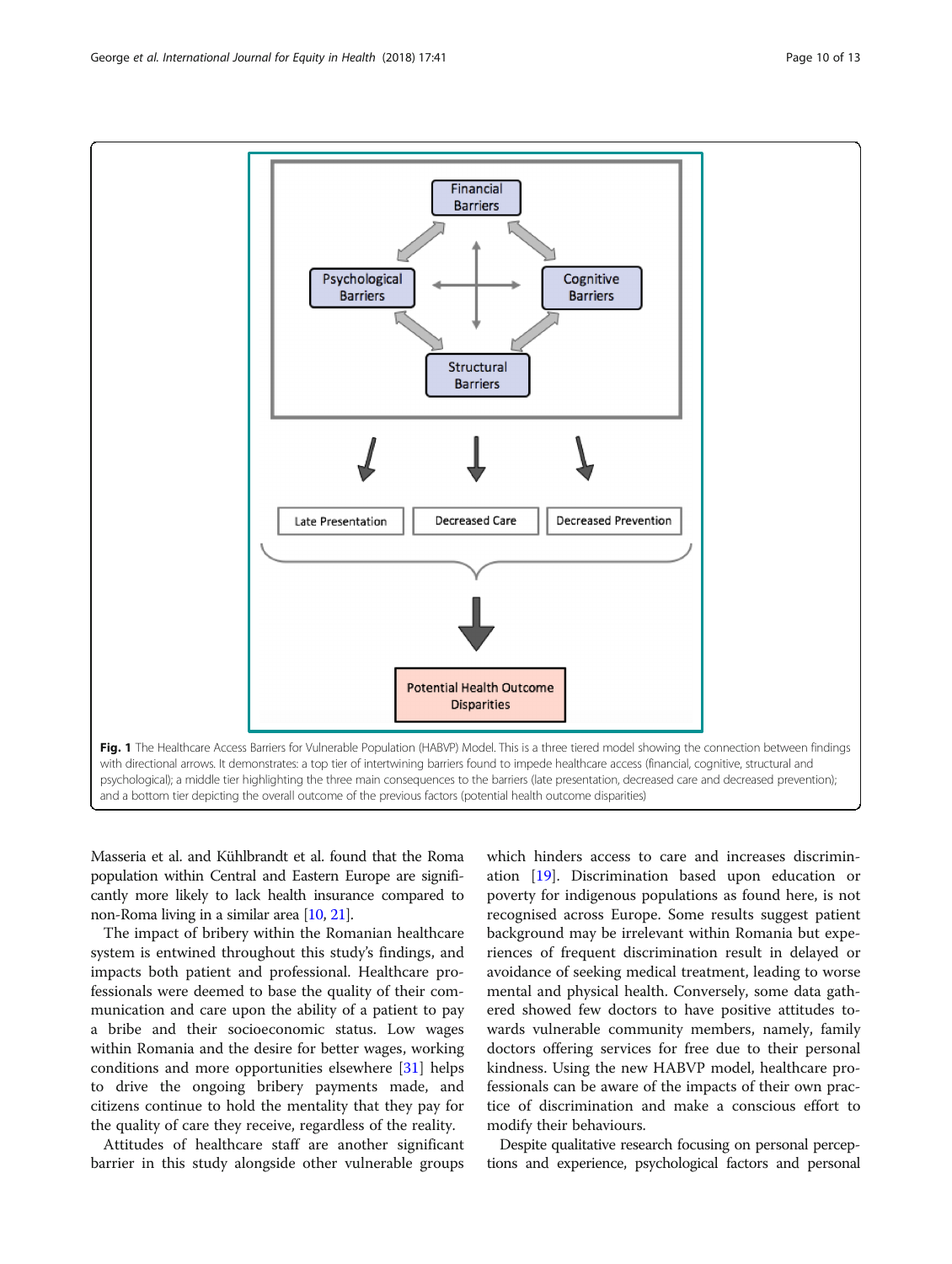Financial Barriers

Psychological Barriers

Cognitive Barriers

Structural Barriers

Late Presentation

Decreased Care

Decreased Prevention

Potential Health Outcome Disparities

**Fig. 1** The Healthcare Access Barriers for Vulnerable Population (HABVP) Model. This is a three tiered model showing the connection between findings with directional arrows. It demonstrates: a top tier of intertwining barriers found to impede healthcare access (financial, cognitive, structural and psychological); a middle tier highlighting the three main consequences to the barriers (late presentation, decreased care and decreased prevention); and a bottom tier depicting the overall outcome of the previous factors (potential health outcome disparities)

Masseria et al. and Kühlbrandt et al. found that the Roma population within Central and Eastern Europe are significantly more likely to lack health insurance compared to non-Roma living in a similar area [10, 21].

The impact of bribery within the Romanian healthcare system is entwined throughout this study's findings, and impacts both patient and professional. Healthcare professionals were deemed to base the quality of their communication and care upon the ability of a patient to pay a bribe and their socioeconomic status. Low wages within Romania and the desire for better wages, working conditions and more opportunities elsewhere [31] helps to drive the ongoing bribery payments made, and citizens continue to hold the mentality that they pay for the quality of care they receive, regardless of the reality.

Attitudes of healthcare staff are another significant barrier in this study alongside other vulnerable groups which hinders access to care and increases discrimination [19]. Discrimination based upon education or poverty for indigenous populations as found here, is not recognised across Europe. Some results suggest patient background may be irrelevant within Romania but experiences of frequent discrimination result in delayed or avoidance of seeking medical treatment, leading to worse mental and physical health. Conversely, some data gathered showed few doctors to have positive attitudes towards vulnerable community members, namely, family doctors offering services for free due to their personal kindness. Using the new HABVP model, healthcare professionals can be aware of the impacts of their own practice of discrimination and make a conscious effort to modify their behaviours.

Despite qualitative research focusing on personal perceptions and experience, psychological factors and personal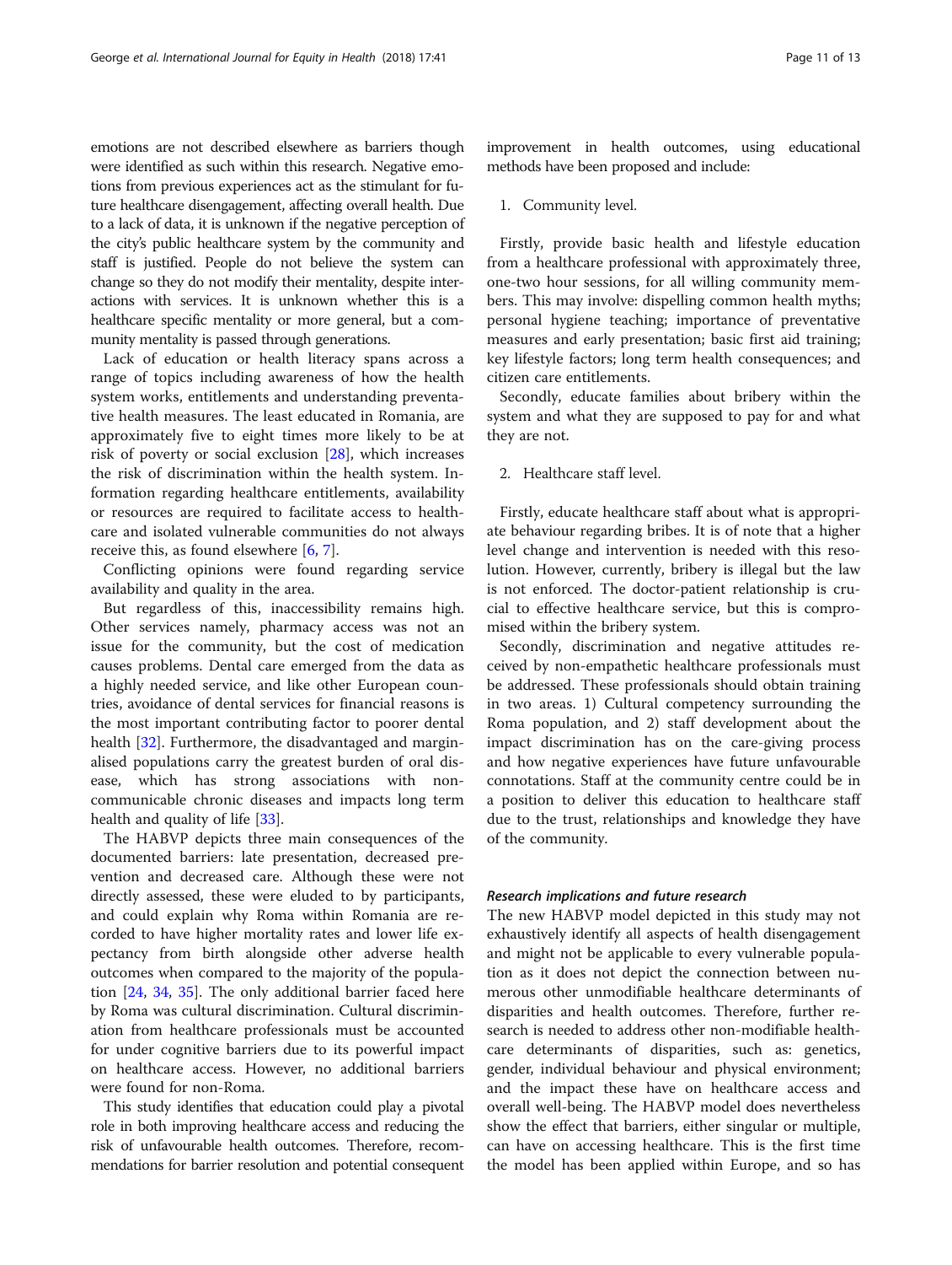emotions are not described elsewhere as barriers though were identified as such within this research. Negative emotions from previous experiences act as the stimulant for future healthcare disengagement, affecting overall health. Due to a lack of data, it is unknown if the negative perception of the city's public healthcare system by the community and staff is justified. People do not believe the system can change so they do not modify their mentality, despite interactions with services. It is unknown whether this is a healthcare specific mentality or more general, but a community mentality is passed through generations.

Lack of education or health literacy spans across a range of topics including awareness of how the health system works, entitlements and understanding preventative health measures. The least educated in Romania, are approximately five to eight times more likely to be at risk of poverty or social exclusion [28], which increases the risk of discrimination within the health system. Information regarding healthcare entitlements, availability or resources are required to facilitate access to healthcare and isolated vulnerable communities do not always receive this, as found elsewhere [6, 7].

Conflicting opinions were found regarding service availability and quality in the area.

But regardless of this, inaccessibility remains high. Other services namely, pharmacy access was not an issue for the community, but the cost of medication causes problems. Dental care emerged from the data as a highly needed service, and like other European countries, avoidance of dental services for financial reasons is the most important contributing factor to poorer dental health [32]. Furthermore, the disadvantaged and marginalised populations carry the greatest burden of oral disease, which has strong associations with non-communicable chronic diseases and impacts long term health and quality of life [33].

The HABVP depicts three main consequences of the documented barriers: late presentation, decreased prevention and decreased care. Although these were not directly assessed, these were eluded to by participants, and could explain why Roma within Romania are recorded to have higher mortality rates and lower life expectancy from birth alongside other adverse health outcomes when compared to the majority of the population [24, 34, 35]. The only additional barrier faced here by Roma was cultural discrimination. Cultural discrimination from healthcare professionals must be accounted for under cognitive barriers due to its powerful impact on healthcare access. However, no additional barriers were found for non-Roma.

This study identifies that education could play a pivotal role in both improving healthcare access and reducing the risk of unfavourable health outcomes. Therefore, recommendations for barrier resolution and potential consequent improvement in health outcomes, using educational methods have been proposed and include:

1. Community level.

Firstly, provide basic health and lifestyle education from a healthcare professional with approximately three, one-two hour sessions, for all willing community members. This may involve: dispelling common health myths; personal hygiene teaching; importance of preventative measures and early presentation; basic first aid training; key lifestyle factors; long term health consequences; and citizen care entitlements.

Secondly, educate families about bribery within the system and what they are supposed to pay for and what they are not.

2. Healthcare staff level.

Firstly, educate healthcare staff about what is appropriate behaviour regarding bribes. It is of note that a higher level change and intervention is needed with this resolution. However, currently, bribery is illegal but the law is not enforced. The doctor-patient relationship is crucial to effective healthcare service, but this is compromised within the bribery system.

Secondly, discrimination and negative attitudes received by non-empathetic healthcare professionals must be addressed. These professionals should obtain training in two areas. 1) Cultural competency surrounding the Roma population, and 2) staff development about the impact discrimination has on the care-giving process and how negative experiences have future unfavourable connotations. Staff at the community centre could be in a position to deliver this education to healthcare staff due to the trust, relationships and knowledge they have of the community.

### *Research implications and future research*

The new HABVP model depicted in this study may not exhaustively identify all aspects of health disengagement and might not be applicable to every vulnerable population as it does not depict the connection between numerous other unmodifiable healthcare determinants of disparities and health outcomes. Therefore, further research is needed to address other non-modifiable healthcare determinants of disparities, such as: genetics, gender, individual behaviour and physical environment; and the impact these have on healthcare access and overall well-being. The HABVP model does nevertheless show the effect that barriers, either singular or multiple, can have on accessing healthcare. This is the first time the model has been applied within Europe, and so has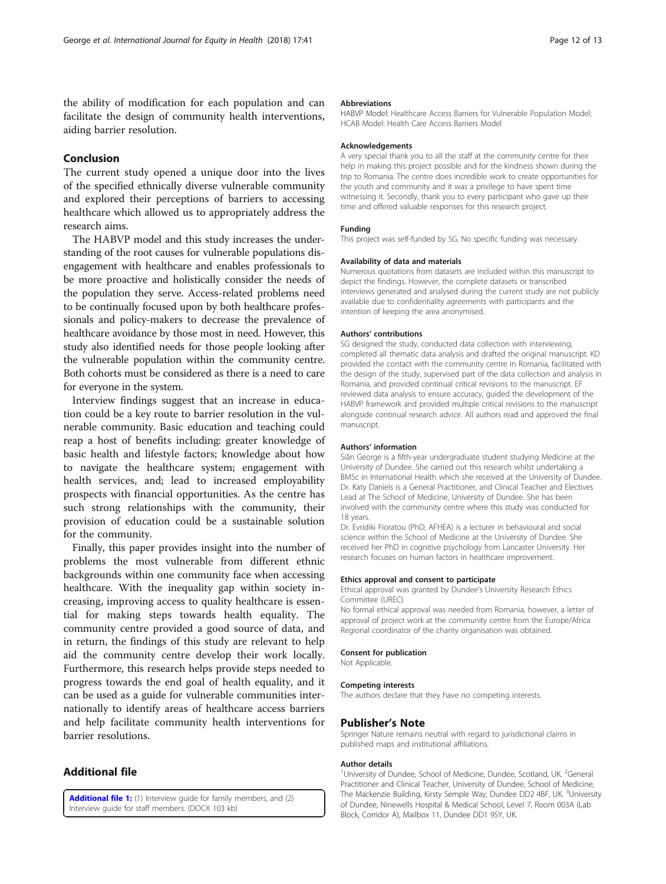the ability of modification for each population and can facilitate the design of community health interventions, aiding barrier resolution.

## Conclusion

The current study opened a unique door into the lives of the specified ethnically diverse vulnerable community and explored their perceptions of barriers to accessing healthcare which allowed us to appropriately address the research aims.

The HABVP model and this study increases the understanding of the root causes for vulnerable populations disengagement with healthcare and enables professionals to be more proactive and holistically consider the needs of the population they serve. Access-related problems need to be continually focused upon by both healthcare professionals and policy-makers to decrease the prevalence of healthcare avoidance by those most in need. However, this study also identified needs for those people looking after the vulnerable population within the community centre. Both cohorts must be considered as there is a need to care for everyone in the system.

Interview findings suggest that an increase in education could be a key route to barrier resolution in the vulnerable community. Basic education and teaching could reap a host of benefits including: greater knowledge of basic health and lifestyle factors; knowledge about how to navigate the healthcare system; engagement with health services, and; lead to increased employability prospects with financial opportunities. As the centre has such strong relationships with the community, their provision of education could be a sustainable solution for the community.

Finally, this paper provides insight into the number of problems the most vulnerable from different ethnic backgrounds within one community face when accessing healthcare. With the inequality gap within society increasing, improving access to quality healthcare is essential for making steps towards health equality. The community centre provided a good source of data, and in return, the findings of this study are relevant to help aid the community centre develop their work locally. Furthermore, this research helps provide steps needed to progress towards the end goal of health equality, and it can be used as a guide for vulnerable communities internationally to identify areas of healthcare access barriers and help facilitate community health interventions for barrier resolutions.

## Additional file

**Additional file 1:** (1) Interview guide for family members, and (2) Interview guide for staff members. (DOCX 103 kb)

#### Abbreviations

HABVP Model: Healthcare Access Barriers for Vulnerable Population Model; HCAB Model: Health Care Access Barriers Model

#### Acknowledgements

A very special thank you to all the staff at the community centre for their help in making this project possible and for the kindness shown during the trip to Romania. The centre does incredible work to create opportunities for the youth and community and it was a privilege to have spent time witnessing it. Secondly, thank you to every participant who gave up their time and offered valuable responses for this research project.

#### Funding

This project was self-funded by SG. No specific funding was necessary.

#### Availability of data and materials

Numerous quotations from datasets are included within this manuscript to depict the findings. However, the complete datasets or transcribed interviews generated and analysed during the current study are not publicly available due to confidentiality agreements with participants and the intention of keeping the area anonymised.

#### Authors' contributions

SG designed the study, conducted data collection with interviewing, completed all thematic data analysis and drafted the original manuscript. KD provided the contact with the community centre in Romania, facilitated with the design of the study, supervised part of the data collection and analysis in Romania, and provided continual critical revisions to the manuscript. EF reviewed data analysis to ensure accuracy, guided the development of the HABVP framework and provided multiple critical revisions to the manuscript alongside continual research advice. All authors read and approved the final manuscript.

#### Authors' information

Siân George is a fifth-year undergraduate student studying Medicine at the University of Dundee. She carried out this research whilst undertaking a BMSc in International Health which she received at the University of Dundee. Dr. Katy Daniels is a General Practitioner, and Clinical Teacher and Electives Lead at The School of Medicine, University of Dundee. She has been involved with the community centre where this study was conducted for 18 years.

Dr. Evridiki Fioratou (PhD, AFHEA) is a lecturer in behavioural and social science within the School of Medicine at the University of Dundee. She received her PhD in cognitive psychology from Lancaster University. Her research focuses on human factors in healthcare improvement.

#### Ethics approval and consent to participate

Ethical approval was granted by Dundee's University Research Ethics Committee (UREC).

No formal ethical approval was needed from Romania, however, a letter of approval of project work at the community centre from the Europe/Africa Regional coordinator of the charity organisation was obtained.

#### Consent for publication

Not Applicable.

#### Competing interests

The authors declare that they have no competing interests.

## Publisher's Note

Springer Nature remains neutral with regard to jurisdictional claims in published maps and institutional affiliations.

#### Author details

[1]University of Dundee, School of Medicine, Dundee, Scotland, UK. [2]General Practitioner and Clinical Teacher, University of Dundee, School of Medicine, The Mackenzie Building, Kirsty Semple Way, Dundee DD2 4BF, UK. [3]University of Dundee, Ninewells Hospital & Medical School, Level 7, Room 003A (Lab Block, Corridor A), Mailbox 11, Dundee DD1 9SY, UK.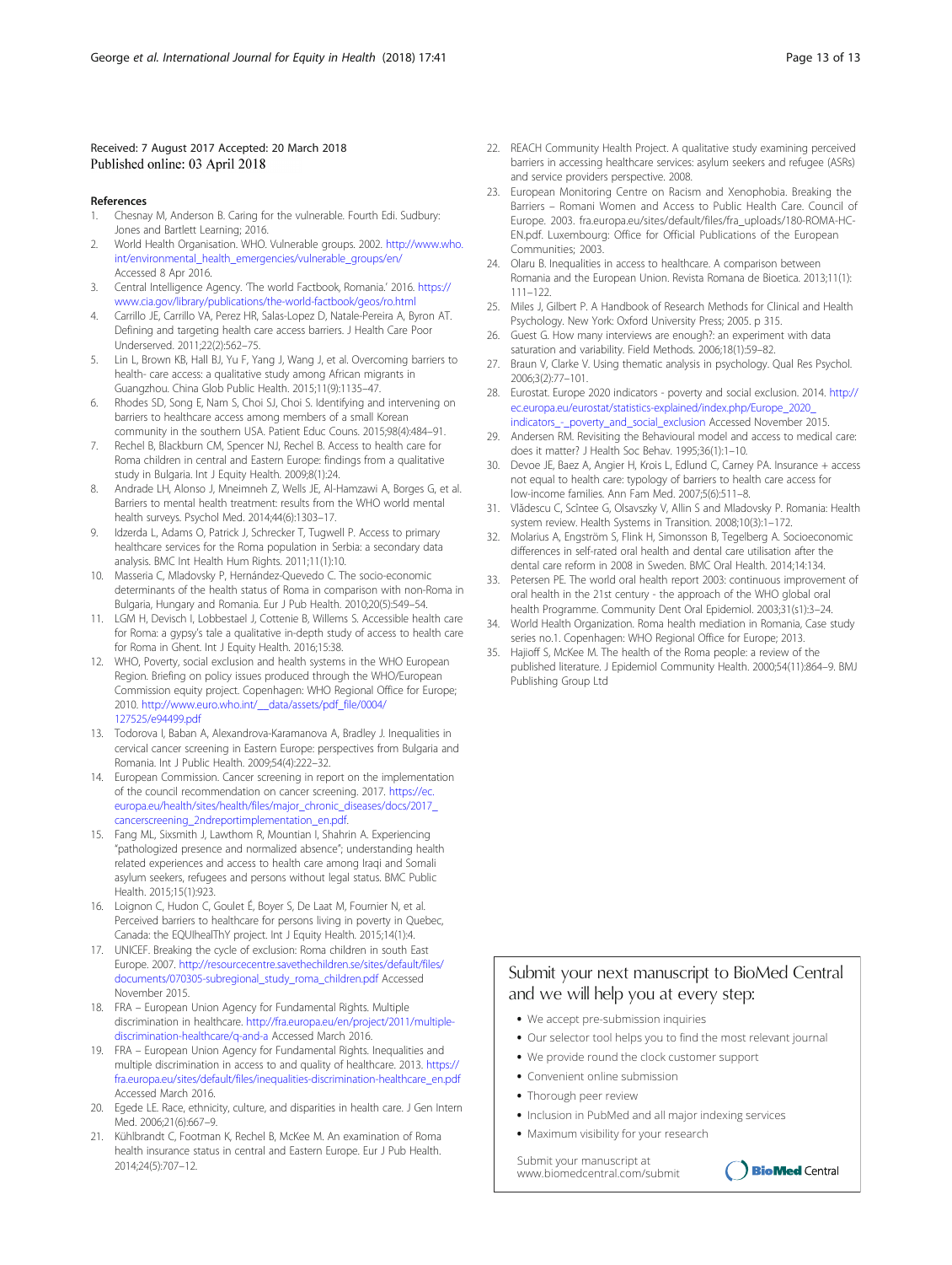Received: 7 August 2017 Accepted: 20 March 2018
Published online: 03 April 2018

## References

1. Chesnay M, Anderson B. Caring for the vulnerable. Fourth Edi. Sudbury: Jones and Bartlett Learning; 2016.
2. World Health Organisation. WHO. Vulnerable groups. 2002. http://www.who.int/environmental_health_emergencies/vulnerable_groups/en/ Accessed 8 Apr 2016.
3. Central Intelligence Agency. 'The world Factbook, Romania.' 2016. https://www.cia.gov/library/publications/the-world-factbook/geos/ro.html
4. Carrillo JE, Carrillo VA, Perez HR, Salas-Lopez D, Natale-Pereira A, Byron AT. Defining and targeting health care access barriers. J Health Care Poor Underserved. 2011;22(2):562–75.
5. Lin L, Brown KB, Hall BJ, Yu F, Yang J, Wang J, et al. Overcoming barriers to health- care access: a qualitative study among African migrants in Guangzhou. China Glob Public Health. 2015;11(9):1135–47.
6. Rhodes SD, Song E, Nam S, Choi SJ, Choi S. Identifying and intervening on barriers to healthcare access among members of a small Korean community in the southern USA. Patient Educ Couns. 2015;98(4):484–91.
7. Rechel B, Blackburn CM, Spencer NJ, Rechel B. Access to health care for Roma children in central and Eastern Europe: findings from a qualitative study in Bulgaria. Int J Equity Health. 2009;8(1):24.
8. Andrade LH, Alonso J, Mneimneh Z, Wells JE, Al-Hamzawi A, Borges G, et al. Barriers to mental health treatment: results from the WHO world mental health surveys. Psychol Med. 2014;44(6):1303–17.
9. Idzerda L, Adams O, Patrick J, Schrecker T, Tugwell P. Access to primary healthcare services for the Roma population in Serbia: a secondary data analysis. BMC Int Health Hum Rights. 2011;11(1):10.
10. Masseria C, Mladovsky P, Hernández-Quevedo C. The socio-economic determinants of the health status of Roma in comparison with non-Roma in Bulgaria, Hungary and Romania. Eur J Pub Health. 2010;20(5):549–54.
11. LGM H, Devisch I, Lobbestael J, Cottenie B, Willems S. Accessible health care for Roma: a gypsy's tale a qualitative in-depth study of access to health care for Roma in Ghent. Int J Equity Health. 2016;15:38.
12. WHO, Poverty, social exclusion and health systems in the WHO European Region. Briefing on policy issues produced through the WHO/European Commission equity project. Copenhagen: WHO Regional Office for Europe; 2010. http://www.euro.who.int/__data/assets/pdf_file/0004/127525/e94499.pdf
13. Todorova I, Baban A, Alexandrova-Karamanova A, Bradley J. Inequalities in cervical cancer screening in Eastern Europe: perspectives from Bulgaria and Romania. Int J Public Health. 2009;54(4):222–32.
14. European Commission. Cancer screening in report on the implementation of the council recommendation on cancer screening. 2017. https://ec.europa.eu/health/sites/health/files/major_chronic_diseases/docs/2017_cancerscreening_2ndreportimplementation_en.pdf.
15. Fang ML, Sixsmith J, Lawthom R, Mountian I, Shahrin A. Experiencing "pathologized presence and normalized absence"; understanding health related experiences and access to health care among Iraqi and Somali asylum seekers, refugees and persons without legal status. BMC Public Health. 2015;15(1):923.
16. Loignon C, Hudon C, Goulet É, Boyer S, De Laat M, Fournier N, et al. Perceived barriers to healthcare for persons living in poverty in Quebec, Canada: the EQUIhealThY project. Int J Equity Health. 2015;14(1):4.
17. UNICEF. Breaking the cycle of exclusion: Roma children in south East Europe. 2007. http://resourcecentre.savethechildren.se/sites/default/files/documents/070305-subregional_study_roma_children.pdf Accessed November 2015.
18. FRA – European Union Agency for Fundamental Rights. Multiple discrimination in healthcare. http://fra.europa.eu/en/project/2011/multiple-discrimination-healthcare/q-and-a Accessed March 2016.
19. FRA – European Union Agency for Fundamental Rights. Inequalities and multiple discrimination in access to and quality of healthcare. 2013. https://fra.europa.eu/sites/default/files/inequalities-discrimination-healthcare_en.pdf Accessed March 2016.
20. Egede LE. Race, ethnicity, culture, and disparities in health care. J Gen Intern Med. 2006;21(6):667–9.
21. Kühlbrandt C, Footman K, Rechel B, McKee M. An examination of Roma health insurance status in central and Eastern Europe. Eur J Pub Health. 2014;24(5):707–12.
22. REACH Community Health Project. A qualitative study examining perceived barriers in accessing healthcare services: asylum seekers and refugee (ASRs) and service providers perspective. 2008.
23. European Monitoring Centre on Racism and Xenophobia. Breaking the Barriers – Romani Women and Access to Public Health Care. Council of Europe. 2003. fra.europa.eu/sites/default/files/fra_uploads/180-ROMA-HC-EN.pdf. Luxembourg: Office for Official Publications of the European Communities; 2003.
24. Olaru B. Inequalities in access to healthcare. A comparison between Romania and the European Union. Revista Romana de Bioetica. 2013;11(1):111–122.
25. Miles J, Gilbert P. A Handbook of Research Methods for Clinical and Health Psychology. New York: Oxford University Press; 2005. p 315.
26. Guest G. How many interviews are enough?: an experiment with data saturation and variability. Field Methods. 2006;18(1):59–82.
27. Braun V, Clarke V. Using thematic analysis in psychology. Qual Res Psychol. 2006;3(2):77–101.
28. Eurostat. Europe 2020 indicators - poverty and social exclusion. 2014. http://ec.europa.eu/eurostat/statistics-explained/index.php/Europe_2020_indicators_-_poverty_and_social_exclusion Accessed November 2015.
29. Andersen RM. Revisiting the Behavioural model and access to medical care: does it matter? J Health Soc Behav. 1995;36(1):1–10.
30. Devoe JE, Baez A, Angier H, Krois L, Edlund C, Carney PA. Insurance + access not equal to health care: typology of barriers to health care access for low-income families. Ann Fam Med. 2007;5(6):511–8.
31. Vlădescu C, Scîntee G, Olsavszky V, Allin S and Mladovsky P. Romania: Health system review. Health Systems in Transition. 2008;10(3):1–172.
32. Molarius A, Engström S, Flink H, Simonsson B, Tegelberg A. Socioeconomic differences in self-rated oral health and dental care utilisation after the dental care reform in 2008 in Sweden. BMC Oral Health. 2014;14:134.
33. Petersen PE. The world oral health report 2003: continuous improvement of oral health in the 21st century - the approach of the WHO global oral health Programme. Community Dent Oral Epidemiol. 2003;31(s1):3–24.
34. World Health Organization. Roma health mediation in Romania, Case study series no.1. Copenhagen: WHO Regional Office for Europe; 2013.
35. Hajioff S, McKee M. The health of the Roma people: a review of the published literature. J Epidemiol Community Health. 2000;54(11):864–9. BMJ Publishing Group Ltd

Submit your next manuscript to BioMed Central and we will help you at every step:

- We accept pre-submission inquiries
- Our selector tool helps you to find the most relevant journal
- We provide round the clock customer support
- Convenient online submission
- Thorough peer review
- Inclusion in PubMed and all major indexing services
- Maximum visibility for your research

Submit your manuscript at
www.biomedcentral.com/submit

BioMed Central